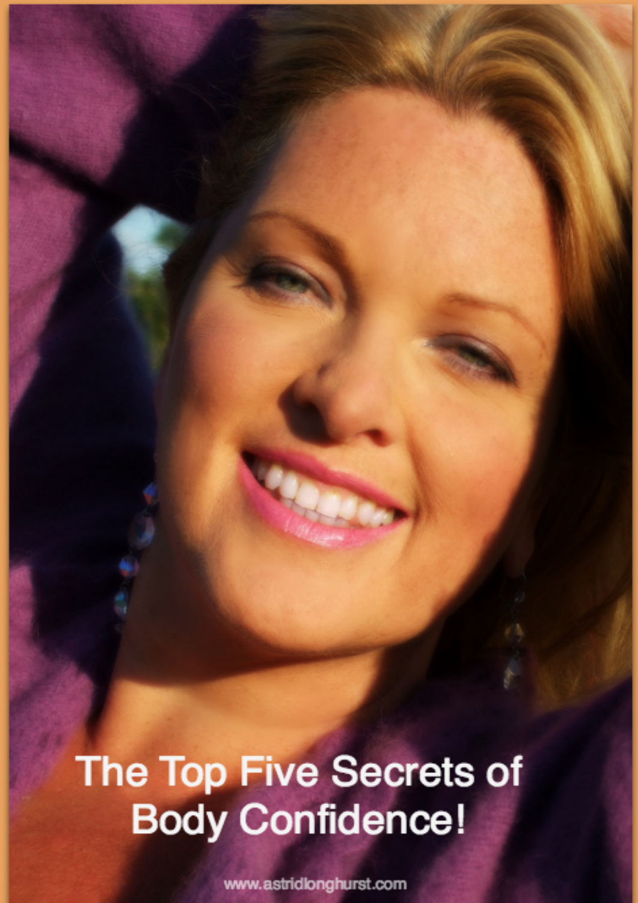# The Top Five Secrets of Body Confidence!

www.astridlonghurst.com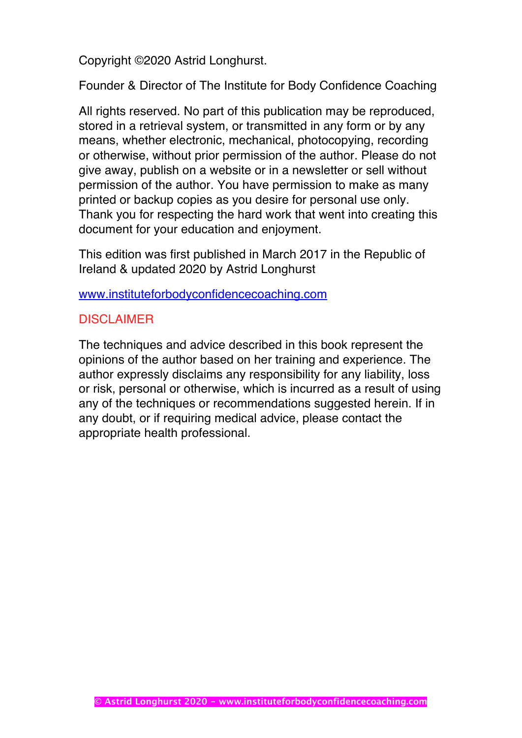Copyright ©2020 Astrid Longhurst.

Founder & Director of The Institute for Body Confidence Coaching

All rights reserved. No part of this publication may be reproduced, stored in a retrieval system, or transmitted in any form or by any means, whether electronic, mechanical, photocopying, recording or otherwise, without prior permission of the author. Please do not give away, publish on a website or in a newsletter or sell without permission of the author. You have permission to make as many printed or backup copies as you desire for personal use only. Thank you for respecting the hard work that went into creating this document for your education and enjoyment.

This edition was first published in March 2017 in the Republic of Ireland & updated 2020 by Astrid Longhurst

[www.instituteforbodyconfidencecoaching.com](http://www.instituteforbodyconfidencecoaching.com)

## DISCLAIMER

The techniques and advice described in this book represent the opinions of the author based on her training and experience. The author expressly disclaims any responsibility for any liability, loss or risk, personal or otherwise, which is incurred as a result of using any of the techniques or recommendations suggested herein. If in any doubt, or if requiring medical advice, please contact the appropriate health professional.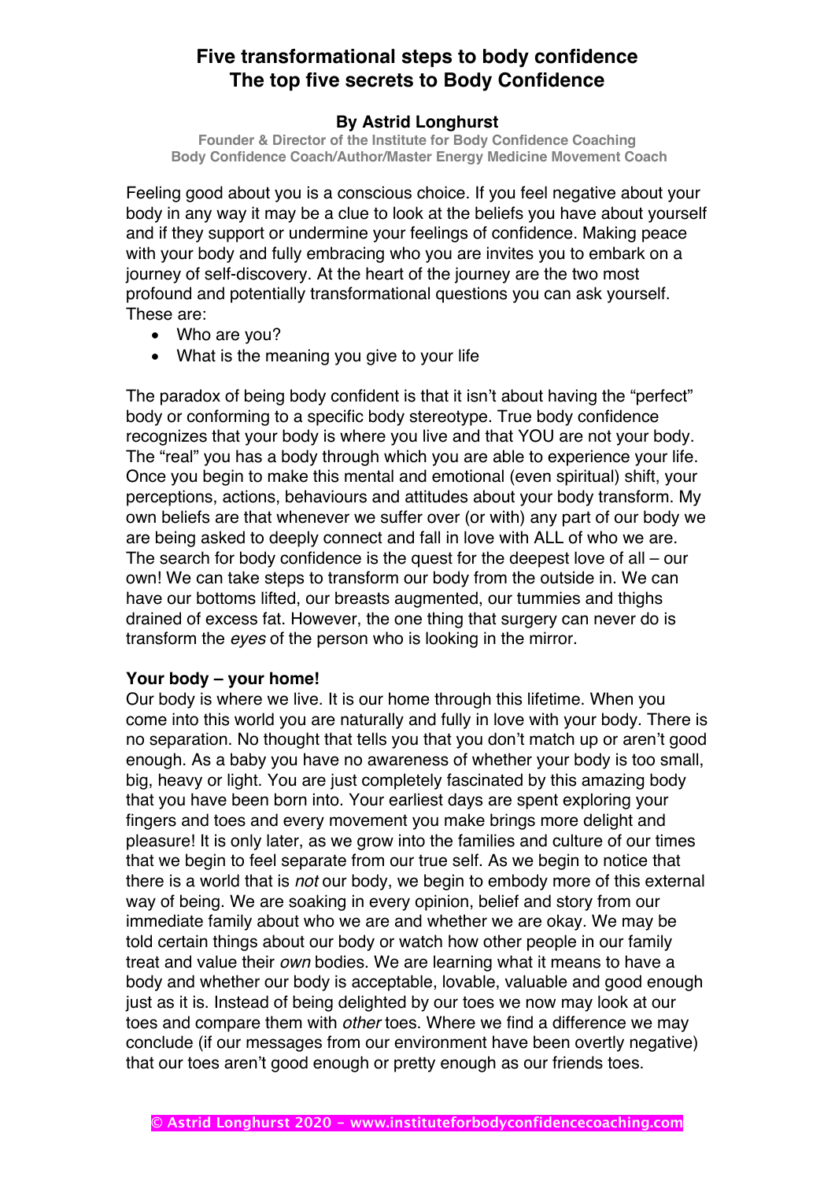# Five transformational steps to body confidence
# The top five secrets to Body Confidence

**By Astrid Longhurst**

**Founder & Director of the Institute for Body Confidence Coaching**
**Body Confidence Coach/Author/Master Energy Medicine Movement Coach**

Feeling good about you is a conscious choice. If you feel negative about your body in any way it may be a clue to look at the beliefs you have about yourself and if they support or undermine your feelings of confidence. Making peace with your body and fully embracing who you are invites you to embark on a journey of self-discovery. At the heart of the journey are the two most profound and potentially transformational questions you can ask yourself. These are:

- Who are you?
- What is the meaning you give to your life

The paradox of being body confident is that it isn't about having the "perfect" body or conforming to a specific body stereotype. True body confidence recognizes that your body is where you live and that YOU are not your body. The "real" you has a body through which you are able to experience your life. Once you begin to make this mental and emotional (even spiritual) shift, your perceptions, actions, behaviours and attitudes about your body transform. My own beliefs are that whenever we suffer over (or with) any part of our body we are being asked to deeply connect and fall in love with ALL of who we are. The search for body confidence is the quest for the deepest love of all – our own! We can take steps to transform our body from the outside in. We can have our bottoms lifted, our breasts augmented, our tummies and thighs drained of excess fat. However, the one thing that surgery can never do is transform the *eyes* of the person who is looking in the mirror.

**Your body – your home!**

Our body is where we live. It is our home through this lifetime. When you come into this world you are naturally and fully in love with your body. There is no separation. No thought that tells you that you don't match up or aren't good enough. As a baby you have no awareness of whether your body is too small, big, heavy or light. You are just completely fascinated by this amazing body that you have been born into. Your earliest days are spent exploring your fingers and toes and every movement you make brings more delight and pleasure! It is only later, as we grow into the families and culture of our times that we begin to feel separate from our true self. As we begin to notice that there is a world that is *not* our body, we begin to embody more of this external way of being. We are soaking in every opinion, belief and story from our immediate family about who we are and whether we are okay. We may be told certain things about our body or watch how other people in our family treat and value their *own* bodies. We are learning what it means to have a body and whether our body is acceptable, lovable, valuable and good enough just as it is. Instead of being delighted by our toes we now may look at our toes and compare them with *other* toes. Where we find a difference we may conclude (if our messages from our environment have been overtly negative) that our toes aren't good enough or pretty enough as our friends toes.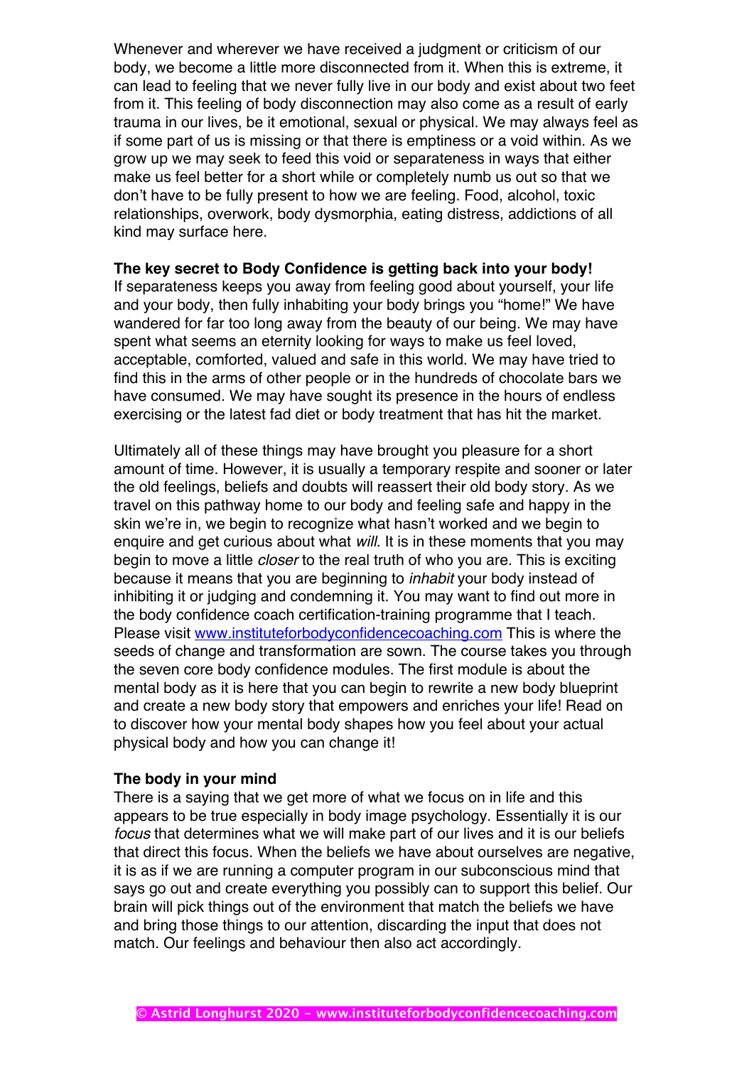Whenever and wherever we have received a judgment or criticism of our body, we become a little more disconnected from it. When this is extreme, it can lead to feeling that we never fully live in our body and exist about two feet from it. This feeling of body disconnection may also come as a result of early trauma in our lives, be it emotional, sexual or physical. We may always feel as if some part of us is missing or that there is emptiness or a void within. As we grow up we may seek to feed this void or separateness in ways that either make us feel better for a short while or completely numb us out so that we don't have to be fully present to how we are feeling. Food, alcohol, toxic relationships, overwork, body dysmorphia, eating distress, addictions of all kind may surface here.

**The key secret to Body Confidence is getting back into your body!**
If separateness keeps you away from feeling good about yourself, your life and your body, then fully inhabiting your body brings you "home!" We have wandered for far too long away from the beauty of our being. We may have spent what seems an eternity looking for ways to make us feel loved, acceptable, comforted, valued and safe in this world. We may have tried to find this in the arms of other people or in the hundreds of chocolate bars we have consumed. We may have sought its presence in the hours of endless exercising or the latest fad diet or body treatment that has hit the market.

Ultimately all of these things may have brought you pleasure for a short amount of time. However, it is usually a temporary respite and sooner or later the old feelings, beliefs and doubts will reassert their old body story. As we travel on this pathway home to our body and feeling safe and happy in the skin we're in, we begin to recognize what hasn't worked and we begin to enquire and get curious about what *will*. It is in these moments that you may begin to move a little *closer* to the real truth of who you are. This is exciting because it means that you are beginning to *inhabit* your body instead of inhibiting it or judging and condemning it. You may want to find out more in the body confidence coach certification-training programme that I teach. Please visit [www.instituteforbodyconfidencecoaching.com](http://www.instituteforbodyconfidencecoaching.com) This is where the seeds of change and transformation are sown. The course takes you through the seven core body confidence modules. The first module is about the mental body as it is here that you can begin to rewrite a new body blueprint and create a new body story that empowers and enriches your life! Read on to discover how your mental body shapes how you feel about your actual physical body and how you can change it!

**The body in your mind**
There is a saying that we get more of what we focus on in life and this appears to be true especially in body image psychology. Essentially it is our *focus* that determines what we will make part of our lives and it is our beliefs that direct this focus. When the beliefs we have about ourselves are negative, it is as if we are running a computer program in our subconscious mind that says go out and create everything you possibly can to support this belief. Our brain will pick things out of the environment that match the beliefs we have and bring those things to our attention, discarding the input that does not match. Our feelings and behaviour then also act accordingly.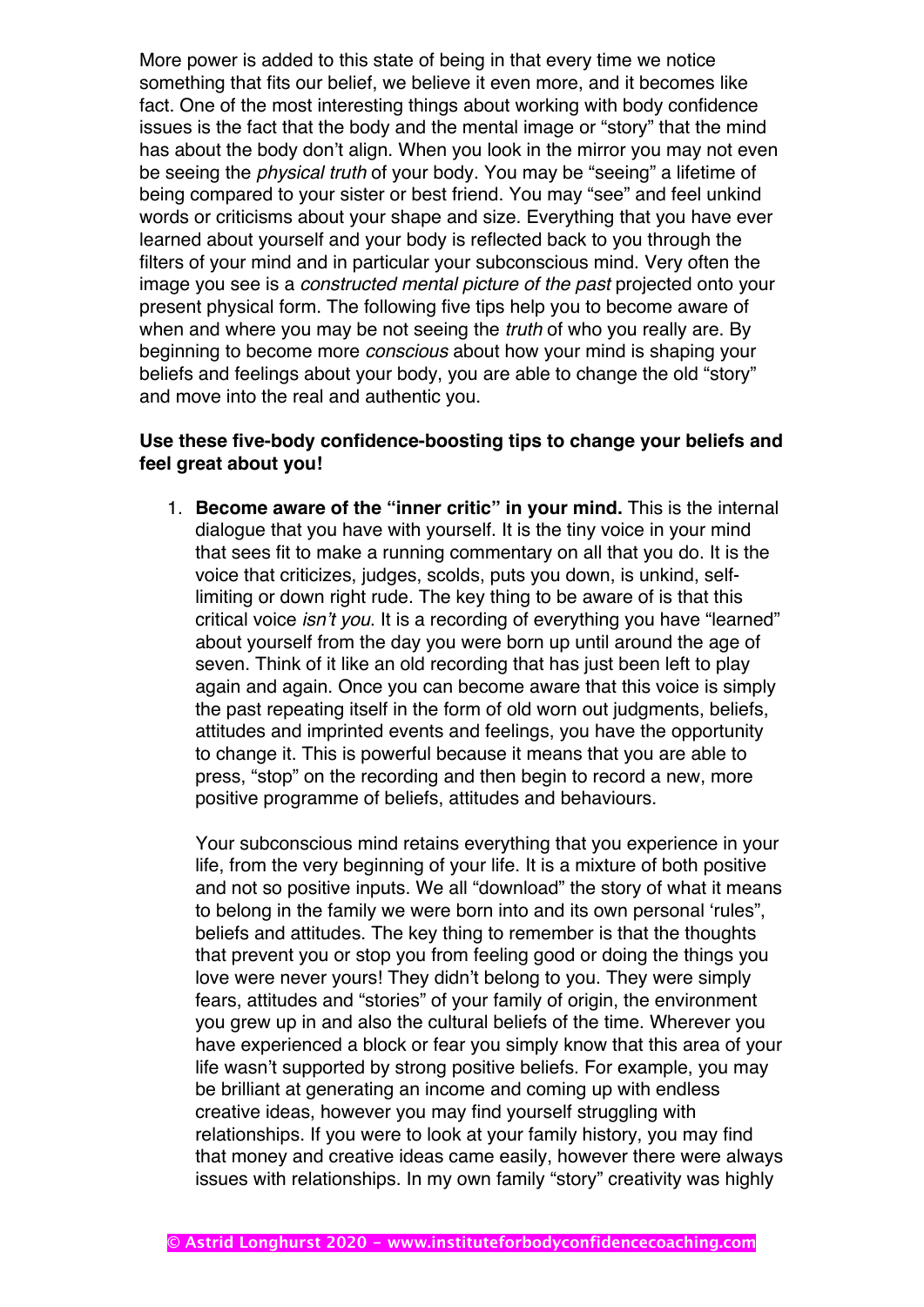More power is added to this state of being in that every time we notice something that fits our belief, we believe it even more, and it becomes like fact. One of the most interesting things about working with body confidence issues is the fact that the body and the mental image or "story" that the mind has about the body don't align. When you look in the mirror you may not even be seeing the *physical truth* of your body. You may be "seeing" a lifetime of being compared to your sister or best friend. You may "see" and feel unkind words or criticisms about your shape and size. Everything that you have ever learned about yourself and your body is reflected back to you through the filters of your mind and in particular your subconscious mind. Very often the image you see is a *constructed mental picture of the past* projected onto your present physical form. The following five tips help you to become aware of when and where you may be not seeing the *truth* of who you really are. By beginning to become more *conscious* about how your mind is shaping your beliefs and feelings about your body, you are able to change the old "story" and move into the real and authentic you.

**Use these five-body confidence-boosting tips to change your beliefs and feel great about you!**

1. **Become aware of the "inner critic" in your mind.** This is the internal dialogue that you have with yourself. It is the tiny voice in your mind that sees fit to make a running commentary on all that you do. It is the voice that criticizes, judges, scolds, puts you down, is unkind, self-limiting or down right rude. The key thing to be aware of is that this critical voice *isn't you*. It is a recording of everything you have "learned" about yourself from the day you were born up until around the age of seven. Think of it like an old recording that has just been left to play again and again. Once you can become aware that this voice is simply the past repeating itself in the form of old worn out judgments, beliefs, attitudes and imprinted events and feelings, you have the opportunity to change it. This is powerful because it means that you are able to press, "stop" on the recording and then begin to record a new, more positive programme of beliefs, attitudes and behaviours.

   Your subconscious mind retains everything that you experience in your life, from the very beginning of your life. It is a mixture of both positive and not so positive inputs. We all "download" the story of what it means to belong in the family we were born into and its own personal 'rules", beliefs and attitudes. The key thing to remember is that the thoughts that prevent you or stop you from feeling good or doing the things you love were never yours! They didn't belong to you. They were simply fears, attitudes and "stories" of your family of origin, the environment you grew up in and also the cultural beliefs of the time. Wherever you have experienced a block or fear you simply know that this area of your life wasn't supported by strong positive beliefs. For example, you may be brilliant at generating an income and coming up with endless creative ideas, however you may find yourself struggling with relationships. If you were to look at your family history, you may find that money and creative ideas came easily, however there were always issues with relationships. In my own family "story" creativity was highly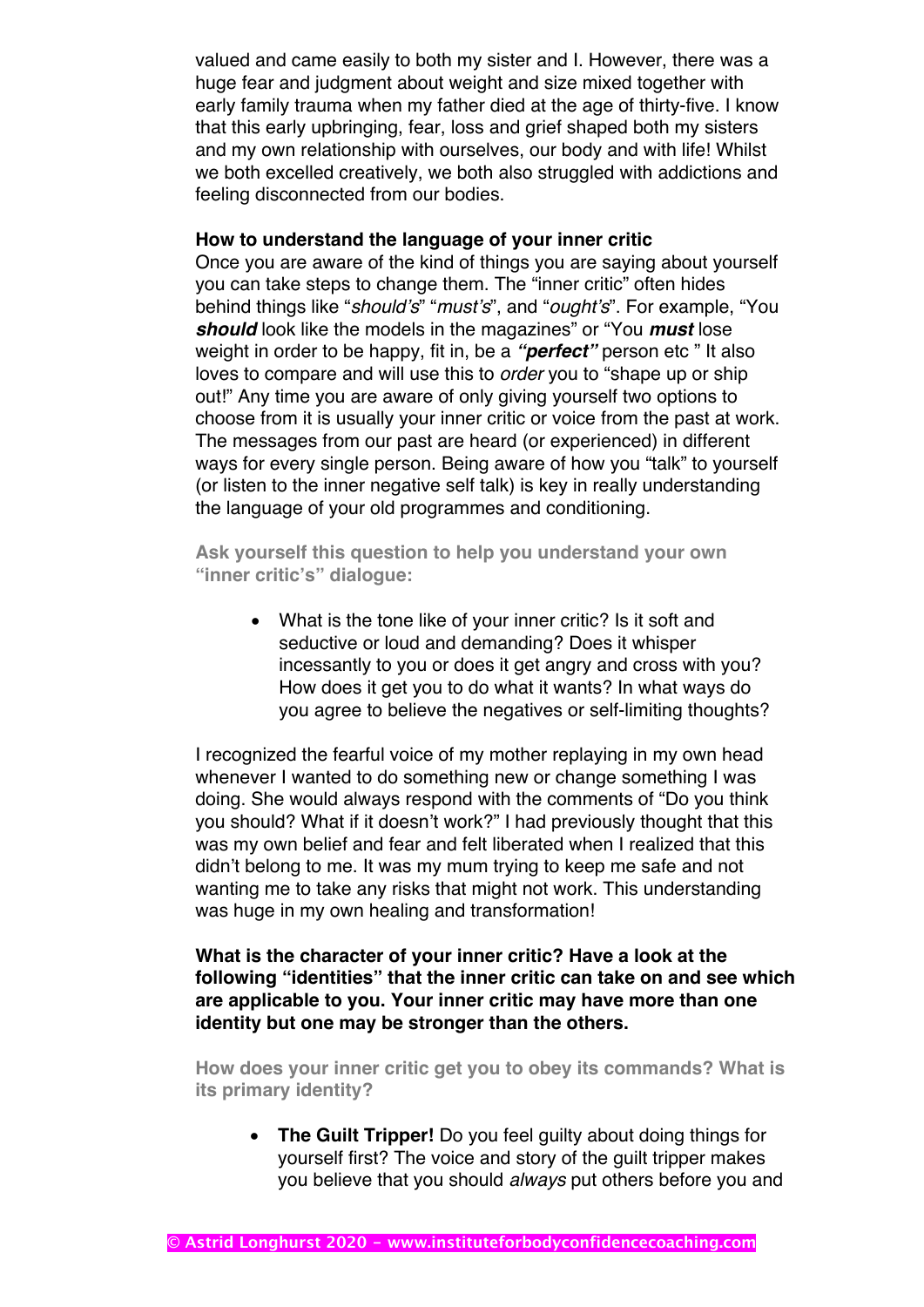valued and came easily to both my sister and I. However, there was a huge fear and judgment about weight and size mixed together with early family trauma when my father died at the age of thirty-five. I know that this early upbringing, fear, loss and grief shaped both my sisters and my own relationship with ourselves, our body and with life! Whilst we both excelled creatively, we both also struggled with addictions and feeling disconnected from our bodies.

**How to understand the language of your inner critic**

Once you are aware of the kind of things you are saying about yourself you can take steps to change them. The "inner critic" often hides behind things like "*should's*" "*must's*", and "*ought's*". For example, "You ***should*** look like the models in the magazines" or "You ***must*** lose weight in order to be happy, fit in, be a ***"perfect"*** person etc " It also loves to compare and will use this to *order* you to "shape up or ship out!" Any time you are aware of only giving yourself two options to choose from it is usually your inner critic or voice from the past at work. The messages from our past are heard (or experienced) in different ways for every single person. Being aware of how you "talk" to yourself (or listen to the inner negative self talk) is key in really understanding the language of your old programmes and conditioning.

**Ask yourself this question to help you understand your own "inner critic's" dialogue:**

- What is the tone like of your inner critic? Is it soft and seductive or loud and demanding? Does it whisper incessantly to you or does it get angry and cross with you? How does it get you to do what it wants? In what ways do you agree to believe the negatives or self-limiting thoughts?

I recognized the fearful voice of my mother replaying in my own head whenever I wanted to do something new or change something I was doing. She would always respond with the comments of "Do you think you should? What if it doesn't work?" I had previously thought that this was my own belief and fear and felt liberated when I realized that this didn't belong to me. It was my mum trying to keep me safe and not wanting me to take any risks that might not work. This understanding was huge in my own healing and transformation!

**What is the character of your inner critic? Have a look at the following "identities" that the inner critic can take on and see which are applicable to you. Your inner critic may have more than one identity but one may be stronger than the others.**

**How does your inner critic get you to obey its commands? What is its primary identity?**

- **The Guilt Tripper!** Do you feel guilty about doing things for yourself first? The voice and story of the guilt tripper makes you believe that you should *always* put others before you and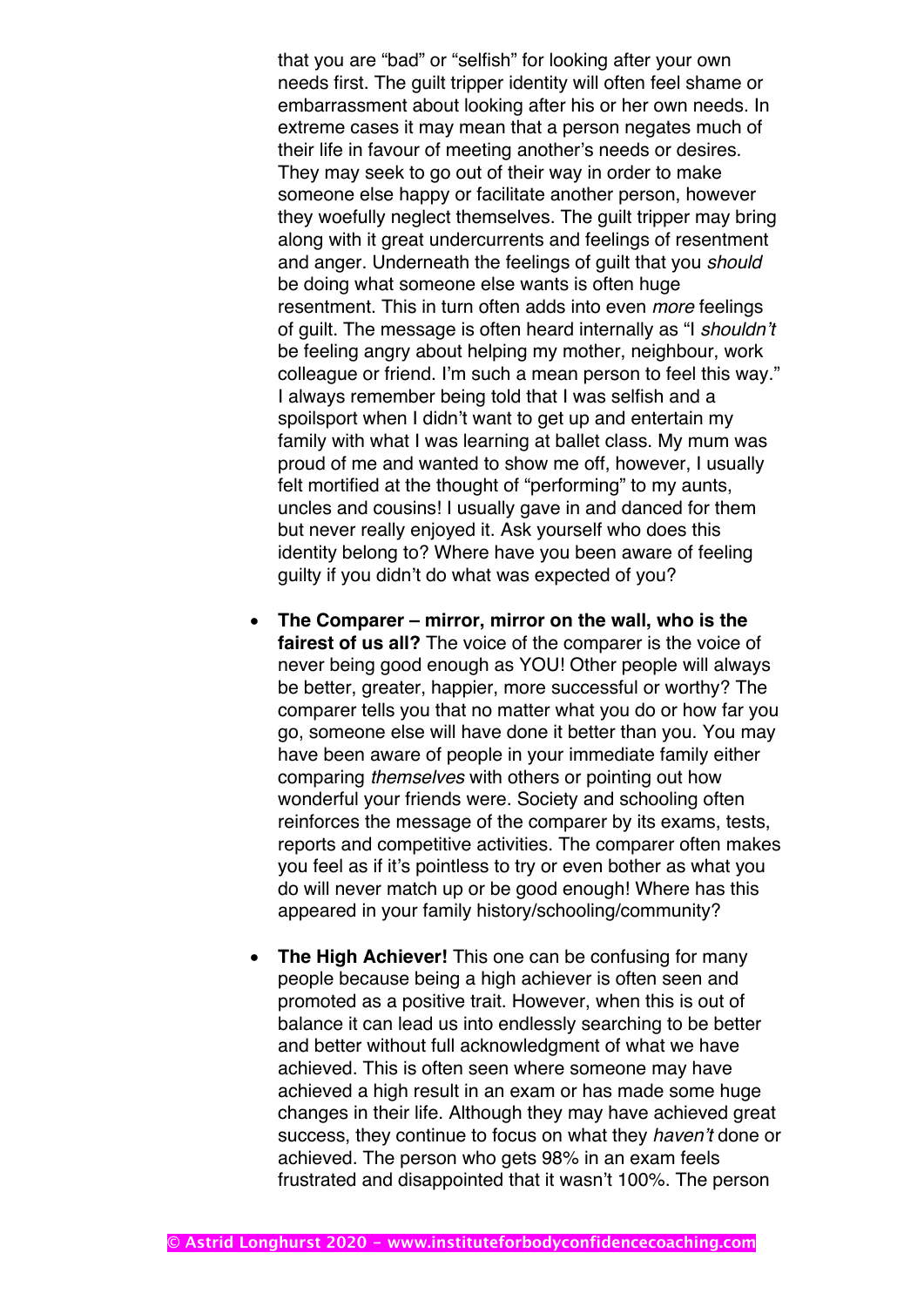that you are "bad" or "selfish" for looking after your own needs first. The guilt tripper identity will often feel shame or embarrassment about looking after his or her own needs. In extreme cases it may mean that a person negates much of their life in favour of meeting another's needs or desires. They may seek to go out of their way in order to make someone else happy or facilitate another person, however they woefully neglect themselves. The guilt tripper may bring along with it great undercurrents and feelings of resentment and anger. Underneath the feelings of guilt that you *should* be doing what someone else wants is often huge resentment. This in turn often adds into even *more* feelings of guilt. The message is often heard internally as "I *shouldn't* be feeling angry about helping my mother, neighbour, work colleague or friend. I'm such a mean person to feel this way." I always remember being told that I was selfish and a spoilsport when I didn't want to get up and entertain my family with what I was learning at ballet class. My mum was proud of me and wanted to show me off, however, I usually felt mortified at the thought of "performing" to my aunts, uncles and cousins! I usually gave in and danced for them but never really enjoyed it. Ask yourself who does this identity belong to? Where have you been aware of feeling guilty if you didn't do what was expected of you?

- **The Comparer – mirror, mirror on the wall, who is the fairest of us all?** The voice of the comparer is the voice of never being good enough as YOU! Other people will always be better, greater, happier, more successful or worthy? The comparer tells you that no matter what you do or how far you go, someone else will have done it better than you. You may have been aware of people in your immediate family either comparing *themselves* with others or pointing out how wonderful your friends were. Society and schooling often reinforces the message of the comparer by its exams, tests, reports and competitive activities. The comparer often makes you feel as if it's pointless to try or even bother as what you do will never match up or be good enough! Where has this appeared in your family history/schooling/community?

- **The High Achiever!** This one can be confusing for many people because being a high achiever is often seen and promoted as a positive trait. However, when this is out of balance it can lead us into endlessly searching to be better and better without full acknowledgment of what we have achieved. This is often seen where someone may have achieved a high result in an exam or has made some huge changes in their life. Although they may have achieved great success, they continue to focus on what they *haven't* done or achieved. The person who gets 98% in an exam feels frustrated and disappointed that it wasn't 100%. The person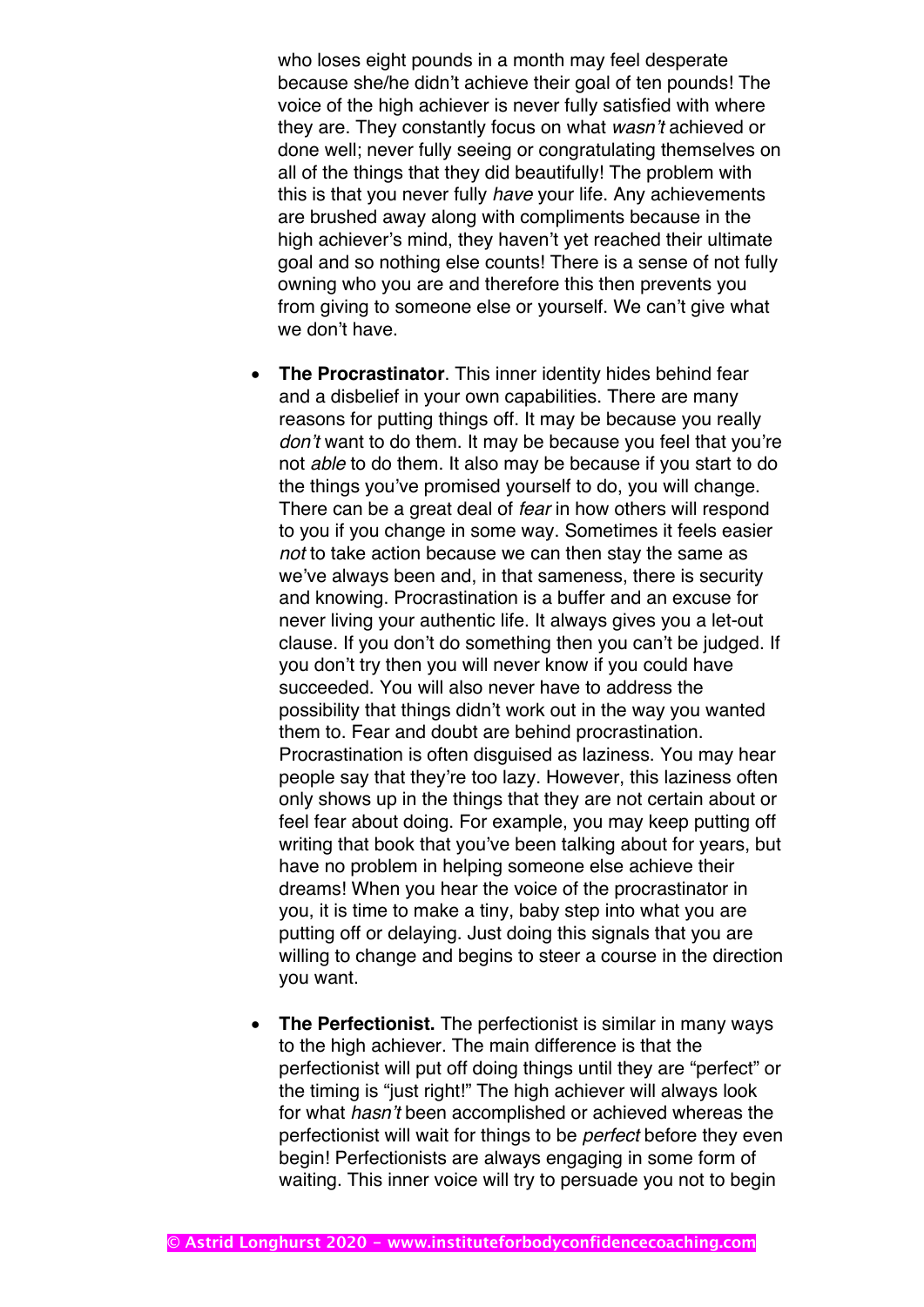who loses eight pounds in a month may feel desperate because she/he didn't achieve their goal of ten pounds! The voice of the high achiever is never fully satisfied with where they are. They constantly focus on what *wasn't* achieved or done well; never fully seeing or congratulating themselves on all of the things that they did beautifully! The problem with this is that you never fully *have* your life. Any achievements are brushed away along with compliments because in the high achiever's mind, they haven't yet reached their ultimate goal and so nothing else counts! There is a sense of not fully owning who you are and therefore this then prevents you from giving to someone else or yourself. We can't give what we don't have.

- **The Procrastinator**. This inner identity hides behind fear and a disbelief in your own capabilities. There are many reasons for putting things off. It may be because you really *don't* want to do them. It may be because you feel that you're not *able* to do them. It also may be because if you start to do the things you've promised yourself to do, you will change. There can be a great deal of *fear* in how others will respond to you if you change in some way. Sometimes it feels easier *not* to take action because we can then stay the same as we've always been and, in that sameness, there is security and knowing. Procrastination is a buffer and an excuse for never living your authentic life. It always gives you a let-out clause. If you don't do something then you can't be judged. If you don't try then you will never know if you could have succeeded. You will also never have to address the possibility that things didn't work out in the way you wanted them to. Fear and doubt are behind procrastination. Procrastination is often disguised as laziness. You may hear people say that they're too lazy. However, this laziness often only shows up in the things that they are not certain about or feel fear about doing. For example, you may keep putting off writing that book that you've been talking about for years, but have no problem in helping someone else achieve their dreams! When you hear the voice of the procrastinator in you, it is time to make a tiny, baby step into what you are putting off or delaying. Just doing this signals that you are willing to change and begins to steer a course in the direction you want.

- **The Perfectionist.** The perfectionist is similar in many ways to the high achiever. The main difference is that the perfectionist will put off doing things until they are "perfect" or the timing is "just right!" The high achiever will always look for what *hasn't* been accomplished or achieved whereas the perfectionist will wait for things to be *perfect* before they even begin! Perfectionists are always engaging in some form of waiting. This inner voice will try to persuade you not to begin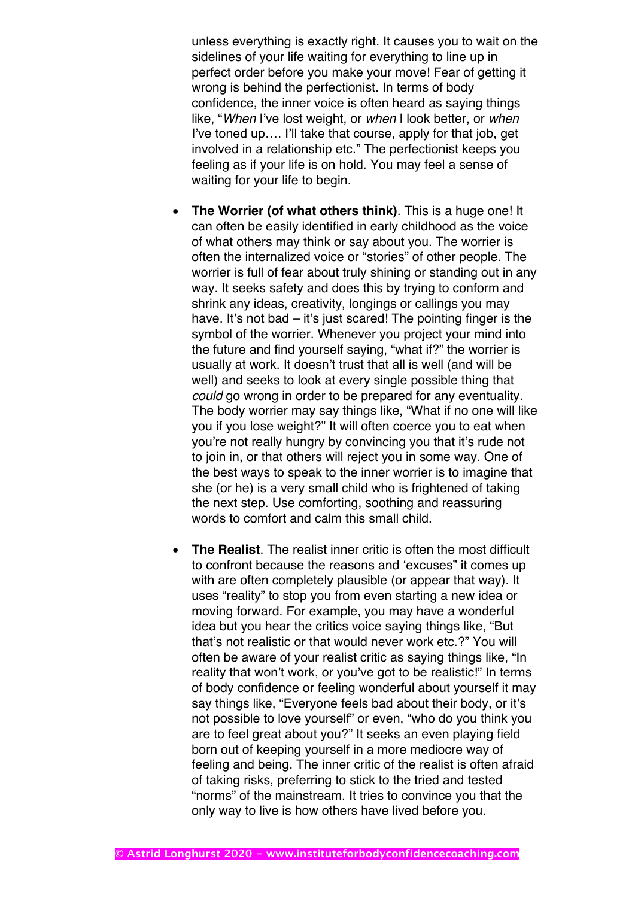unless everything is exactly right. It causes you to wait on the sidelines of your life waiting for everything to line up in perfect order before you make your move! Fear of getting it wrong is behind the perfectionist. In terms of body confidence, the inner voice is often heard as saying things like, "*When* I've lost weight, or *when* I look better, or *when* I've toned up…. I'll take that course, apply for that job, get involved in a relationship etc." The perfectionist keeps you feeling as if your life is on hold. You may feel a sense of waiting for your life to begin.

- **The Worrier (of what others think)**. This is a huge one! It can often be easily identified in early childhood as the voice of what others may think or say about you. The worrier is often the internalized voice or "stories" of other people. The worrier is full of fear about truly shining or standing out in any way. It seeks safety and does this by trying to conform and shrink any ideas, creativity, longings or callings you may have. It's not bad – it's just scared! The pointing finger is the symbol of the worrier. Whenever you project your mind into the future and find yourself saying, "what if?" the worrier is usually at work. It doesn't trust that all is well (and will be well) and seeks to look at every single possible thing that *could* go wrong in order to be prepared for any eventuality. The body worrier may say things like, "What if no one will like you if you lose weight?" It will often coerce you to eat when you're not really hungry by convincing you that it's rude not to join in, or that others will reject you in some way. One of the best ways to speak to the inner worrier is to imagine that she (or he) is a very small child who is frightened of taking the next step. Use comforting, soothing and reassuring words to comfort and calm this small child.

- **The Realist**. The realist inner critic is often the most difficult to confront because the reasons and 'excuses" it comes up with are often completely plausible (or appear that way). It uses "reality" to stop you from even starting a new idea or moving forward. For example, you may have a wonderful idea but you hear the critics voice saying things like, "But that's not realistic or that would never work etc.?" You will often be aware of your realist critic as saying things like, "In reality that won't work, or you've got to be realistic!" In terms of body confidence or feeling wonderful about yourself it may say things like, "Everyone feels bad about their body, or it's not possible to love yourself" or even, "who do you think you are to feel great about you?" It seeks an even playing field born out of keeping yourself in a more mediocre way of feeling and being. The inner critic of the realist is often afraid of taking risks, preferring to stick to the tried and tested "norms" of the mainstream. It tries to convince you that the only way to live is how others have lived before you.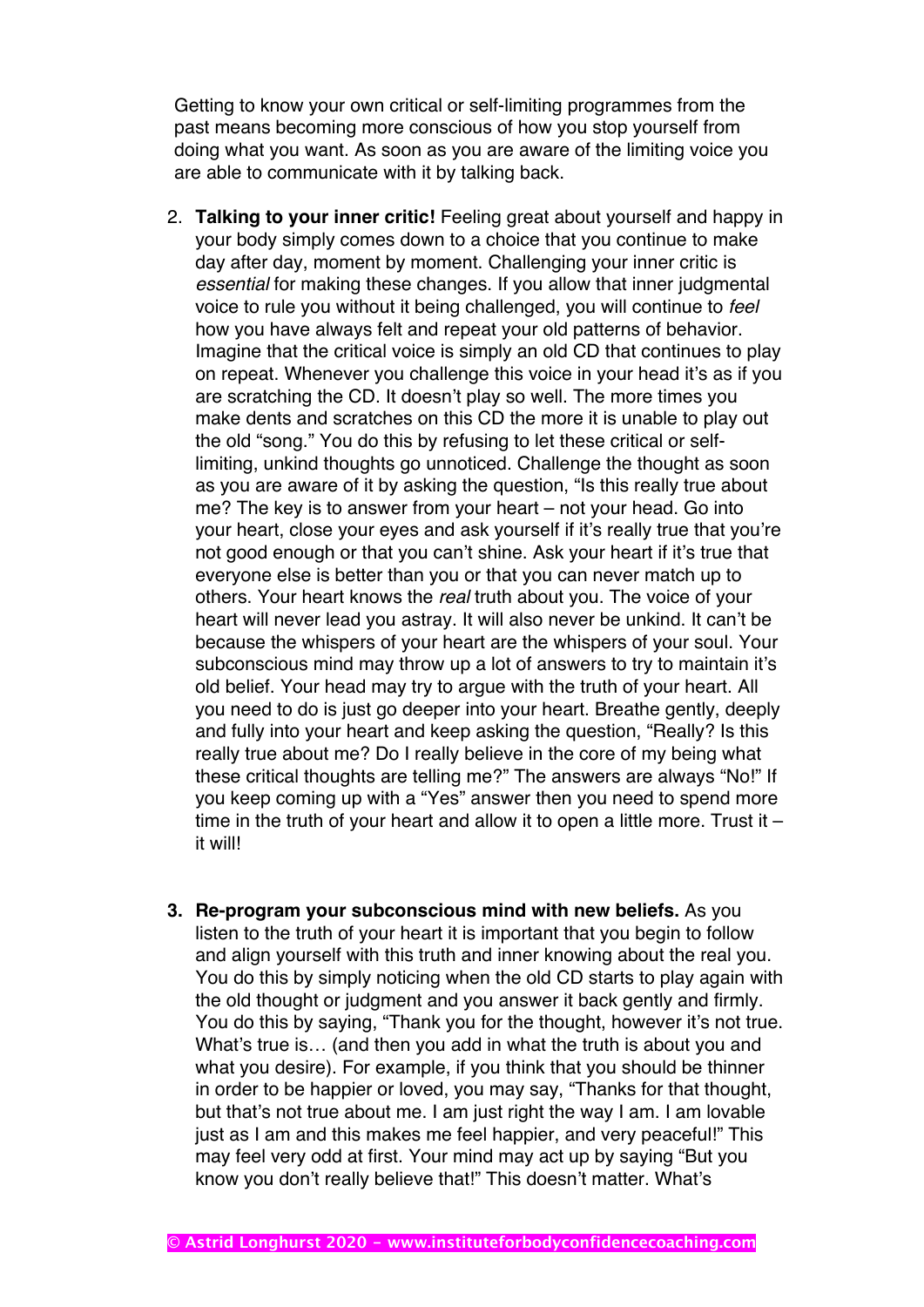Getting to know your own critical or self-limiting programmes from the past means becoming more conscious of how you stop yourself from doing what you want. As soon as you are aware of the limiting voice you are able to communicate with it by talking back.

2. **Talking to your inner critic!** Feeling great about yourself and happy in your body simply comes down to a choice that you continue to make day after day, moment by moment. Challenging your inner critic is *essential* for making these changes. If you allow that inner judgmental voice to rule you without it being challenged, you will continue to *feel* how you have always felt and repeat your old patterns of behavior. Imagine that the critical voice is simply an old CD that continues to play on repeat. Whenever you challenge this voice in your head it's as if you are scratching the CD. It doesn't play so well. The more times you make dents and scratches on this CD the more it is unable to play out the old "song." You do this by refusing to let these critical or self-limiting, unkind thoughts go unnoticed. Challenge the thought as soon as you are aware of it by asking the question, "Is this really true about me? The key is to answer from your heart – not your head. Go into your heart, close your eyes and ask yourself if it's really true that you're not good enough or that you can't shine. Ask your heart if it's true that everyone else is better than you or that you can never match up to others. Your heart knows the *real* truth about you. The voice of your heart will never lead you astray. It will also never be unkind. It can't be because the whispers of your heart are the whispers of your soul. Your subconscious mind may throw up a lot of answers to try to maintain it's old belief. Your head may try to argue with the truth of your heart. All you need to do is just go deeper into your heart. Breathe gently, deeply and fully into your heart and keep asking the question, "Really? Is this really true about me? Do I really believe in the core of my being what these critical thoughts are telling me?" The answers are always "No!" If you keep coming up with a "Yes" answer then you need to spend more time in the truth of your heart and allow it to open a little more. Trust it – it will!

3. **Re-program your subconscious mind with new beliefs.** As you listen to the truth of your heart it is important that you begin to follow and align yourself with this truth and inner knowing about the real you. You do this by simply noticing when the old CD starts to play again with the old thought or judgment and you answer it back gently and firmly. You do this by saying, "Thank you for the thought, however it's not true. What's true is… (and then you add in what the truth is about you and what you desire). For example, if you think that you should be thinner in order to be happier or loved, you may say, "Thanks for that thought, but that's not true about me. I am just right the way I am. I am lovable just as I am and this makes me feel happier, and very peaceful!" This may feel very odd at first. Your mind may act up by saying "But you know you don't really believe that!" This doesn't matter. What's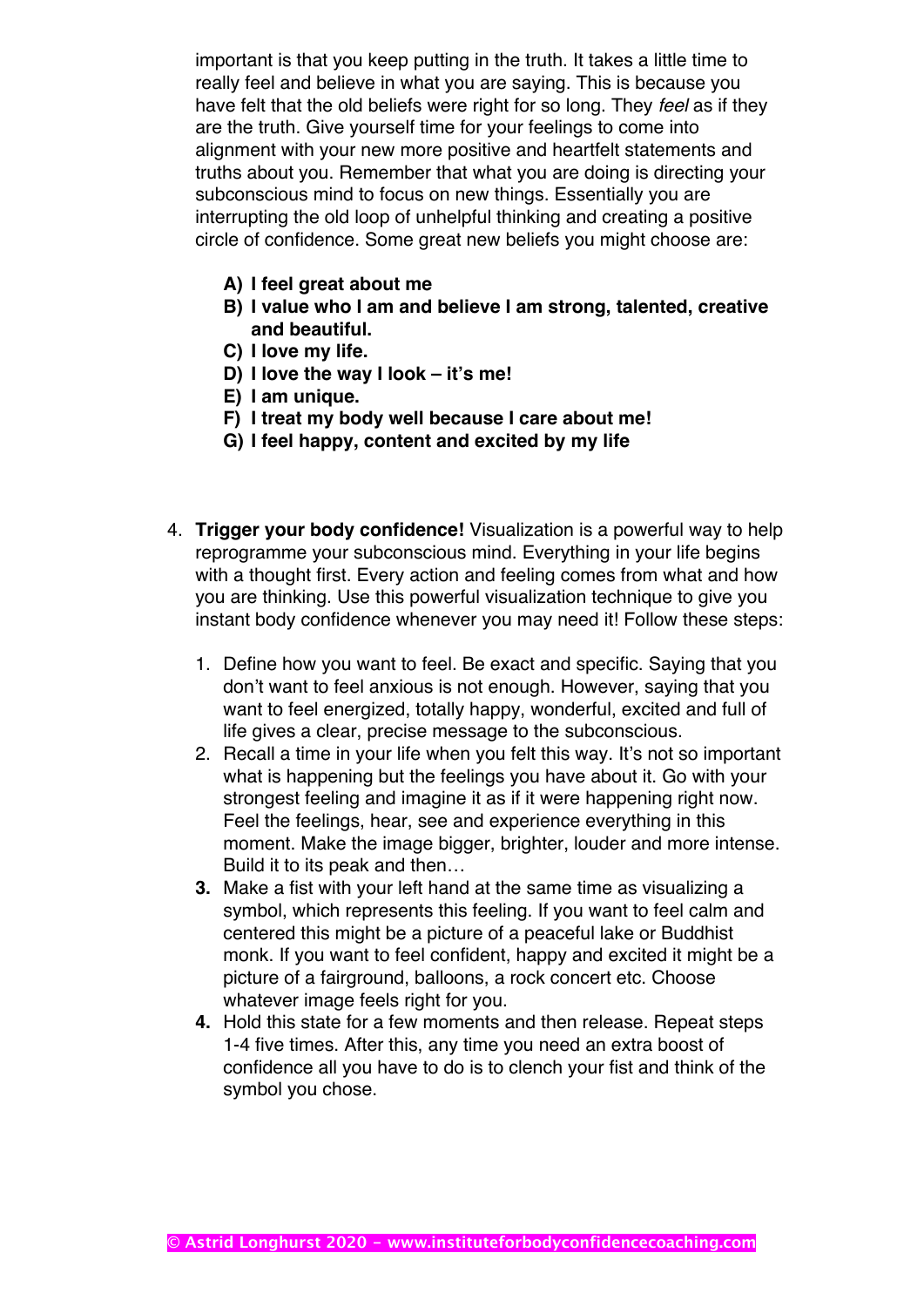important is that you keep putting in the truth. It takes a little time to really feel and believe in what you are saying. This is because you have felt that the old beliefs were right for so long. They *feel* as if they are the truth. Give yourself time for your feelings to come into alignment with your new more positive and heartfelt statements and truths about you. Remember that what you are doing is directing your subconscious mind to focus on new things. Essentially you are interrupting the old loop of unhelpful thinking and creating a positive circle of confidence. Some great new beliefs you might choose are:

**A) I feel great about me**
**B) I value who I am and believe I am strong, talented, creative and beautiful.**
**C) I love my life.**
**D) I love the way I look – it's me!**
**E) I am unique.**
**F) I treat my body well because I care about me!**
**G) I feel happy, content and excited by my life**

4. **Trigger your body confidence!** Visualization is a powerful way to help reprogramme your subconscious mind. Everything in your life begins with a thought first. Every action and feeling comes from what and how you are thinking. Use this powerful visualization technique to give you instant body confidence whenever you may need it! Follow these steps:

    1. Define how you want to feel. Be exact and specific. Saying that you don't want to feel anxious is not enough. However, saying that you want to feel energized, totally happy, wonderful, excited and full of life gives a clear, precise message to the subconscious.
    2. Recall a time in your life when you felt this way. It's not so important what is happening but the feelings you have about it. Go with your strongest feeling and imagine it as if it were happening right now. Feel the feelings, hear, see and experience everything in this moment. Make the image bigger, brighter, louder and more intense. Build it to its peak and then…
    3. Make a fist with your left hand at the same time as visualizing a symbol, which represents this feeling. If you want to feel calm and centered this might be a picture of a peaceful lake or Buddhist monk. If you want to feel confident, happy and excited it might be a picture of a fairground, balloons, a rock concert etc. Choose whatever image feels right for you.
    4. Hold this state for a few moments and then release. Repeat steps 1-4 five times. After this, any time you need an extra boost of confidence all you have to do is to clench your fist and think of the symbol you chose.

© Astrid Longhurst 2020 – www.instituteforbodyconfidencecoaching.com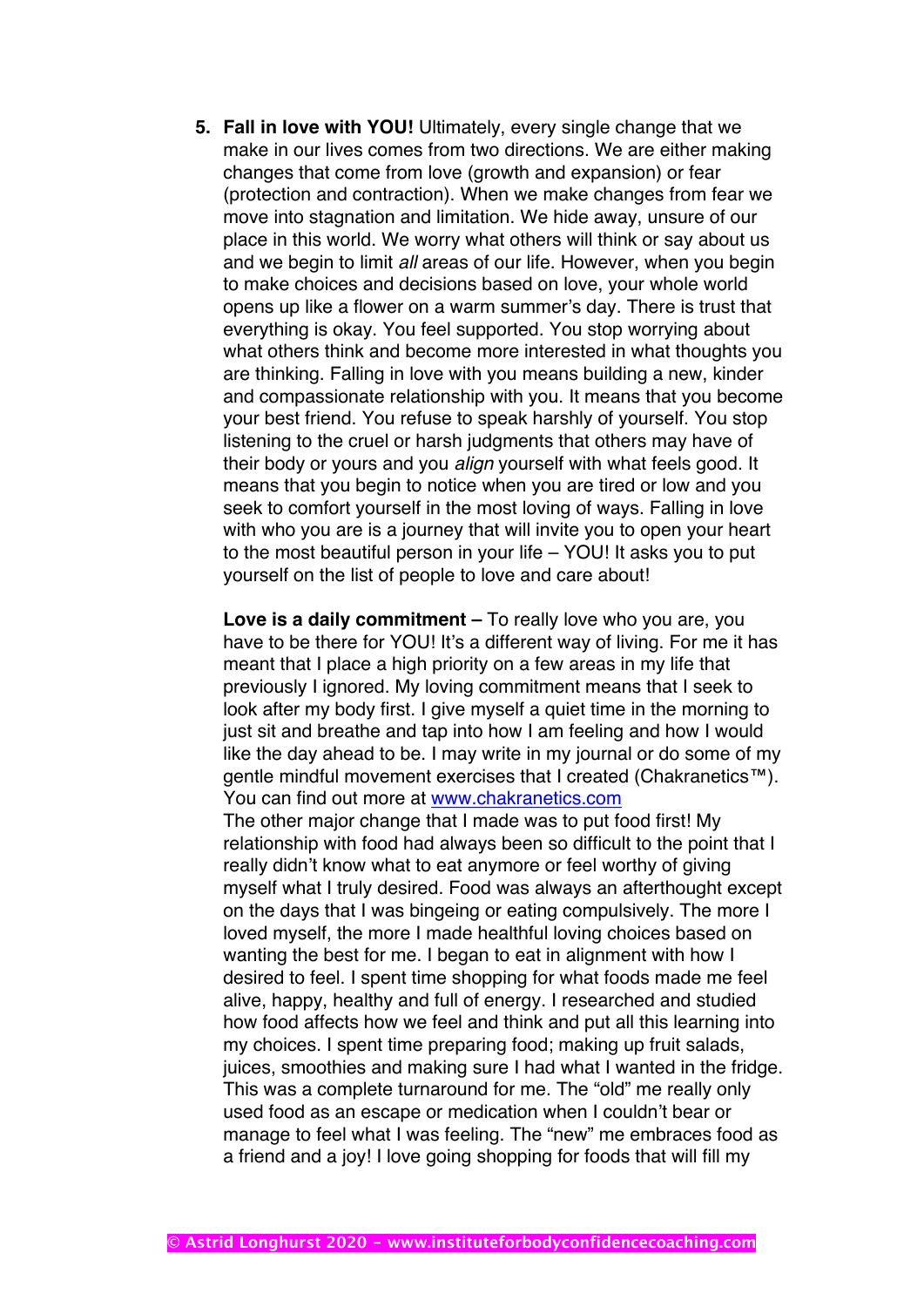5. **Fall in love with YOU!** Ultimately, every single change that we make in our lives comes from two directions. We are either making changes that come from love (growth and expansion) or fear (protection and contraction). When we make changes from fear we move into stagnation and limitation. We hide away, unsure of our place in this world. We worry what others will think or say about us and we begin to limit *all* areas of our life. However, when you begin to make choices and decisions based on love, your whole world opens up like a flower on a warm summer's day. There is trust that everything is okay. You feel supported. You stop worrying about what others think and become more interested in what thoughts you are thinking. Falling in love with you means building a new, kinder and compassionate relationship with you. It means that you become your best friend. You refuse to speak harshly of yourself. You stop listening to the cruel or harsh judgments that others may have of their body or yours and you *align* yourself with what feels good. It means that you begin to notice when you are tired or low and you seek to comfort yourself in the most loving of ways. Falling in love with who you are is a journey that will invite you to open your heart to the most beautiful person in your life – YOU! It asks you to put yourself on the list of people to love and care about!

   **Love is a daily commitment –** To really love who you are, you have to be there for YOU! It's a different way of living. For me it has meant that I place a high priority on a few areas in my life that previously I ignored. My loving commitment means that I seek to look after my body first. I give myself a quiet time in the morning to just sit and breathe and tap into how I am feeling and how I would like the day ahead to be. I may write in my journal or do some of my gentle mindful movement exercises that I created (Chakranetics™). You can find out more at [www.chakranetics.com](http://www.chakranetics.com)
   The other major change that I made was to put food first! My relationship with food had always been so difficult to the point that I really didn't know what to eat anymore or feel worthy of giving myself what I truly desired. Food was always an afterthought except on the days that I was bingeing or eating compulsively. The more I loved myself, the more I made healthful loving choices based on wanting the best for me. I began to eat in alignment with how I desired to feel. I spent time shopping for what foods made me feel alive, happy, healthy and full of energy. I researched and studied how food affects how we feel and think and put all this learning into my choices. I spent time preparing food; making up fruit salads, juices, smoothies and making sure I had what I wanted in the fridge. This was a complete turnaround for me. The "old" me really only used food as an escape or medication when I couldn't bear or manage to feel what I was feeling. The "new" me embraces food as a friend and a joy! I love going shopping for foods that will fill my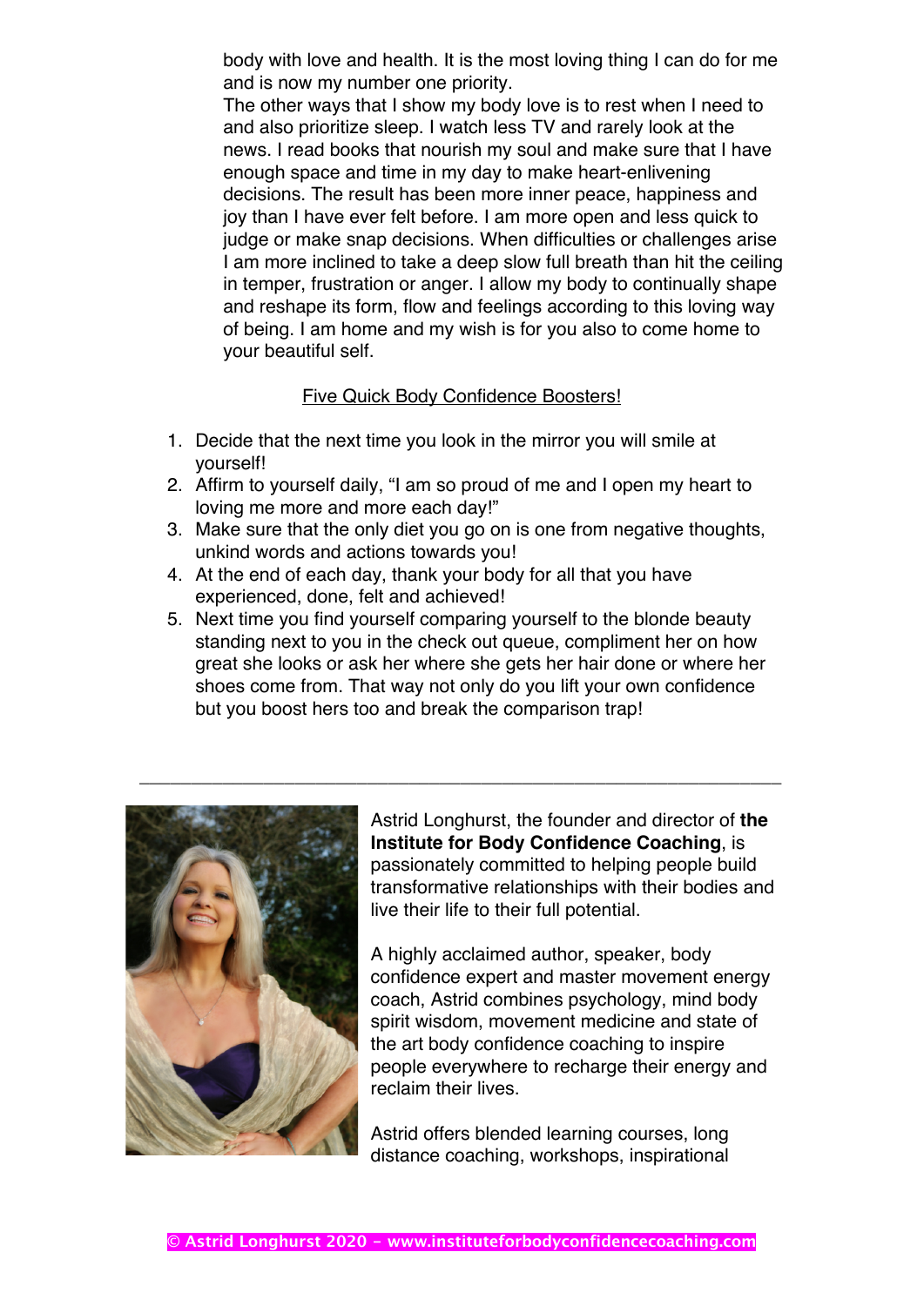body with love and health. It is the most loving thing I can do for me and is now my number one priority.

The other ways that I show my body love is to rest when I need to and also prioritize sleep. I watch less TV and rarely look at the news. I read books that nourish my soul and make sure that I have enough space and time in my day to make heart-enlivening decisions. The result has been more inner peace, happiness and joy than I have ever felt before. I am more open and less quick to judge or make snap decisions. When difficulties or challenges arise I am more inclined to take a deep slow full breath than hit the ceiling in temper, frustration or anger. I allow my body to continually shape and reshape its form, flow and feelings according to this loving way of being. I am home and my wish is for you also to come home to your beautiful self.

## Five Quick Body Confidence Boosters!

1. Decide that the next time you look in the mirror you will smile at yourself!
2. Affirm to yourself daily, "I am so proud of me and I open my heart to loving me more and more each day!"
3. Make sure that the only diet you go on is one from negative thoughts, unkind words and actions towards you!
4. At the end of each day, thank your body for all that you have experienced, done, felt and achieved!
5. Next time you find yourself comparing yourself to the blonde beauty standing next to you in the check out queue, compliment her on how great she looks or ask her where she gets her hair done or where her shoes come from. That way not only do you lift your own confidence but you boost hers too and break the comparison trap!

---

Astrid Longhurst, the founder and director of **the Institute for Body Confidence Coaching**, is passionately committed to helping people build transformative relationships with their bodies and live their life to their full potential.

A highly acclaimed author, speaker, body confidence expert and master movement energy coach, Astrid combines psychology, mind body spirit wisdom, movement medicine and state of the art body confidence coaching to inspire people everywhere to recharge their energy and reclaim their lives.

Astrid offers blended learning courses, long distance coaching, workshops, inspirational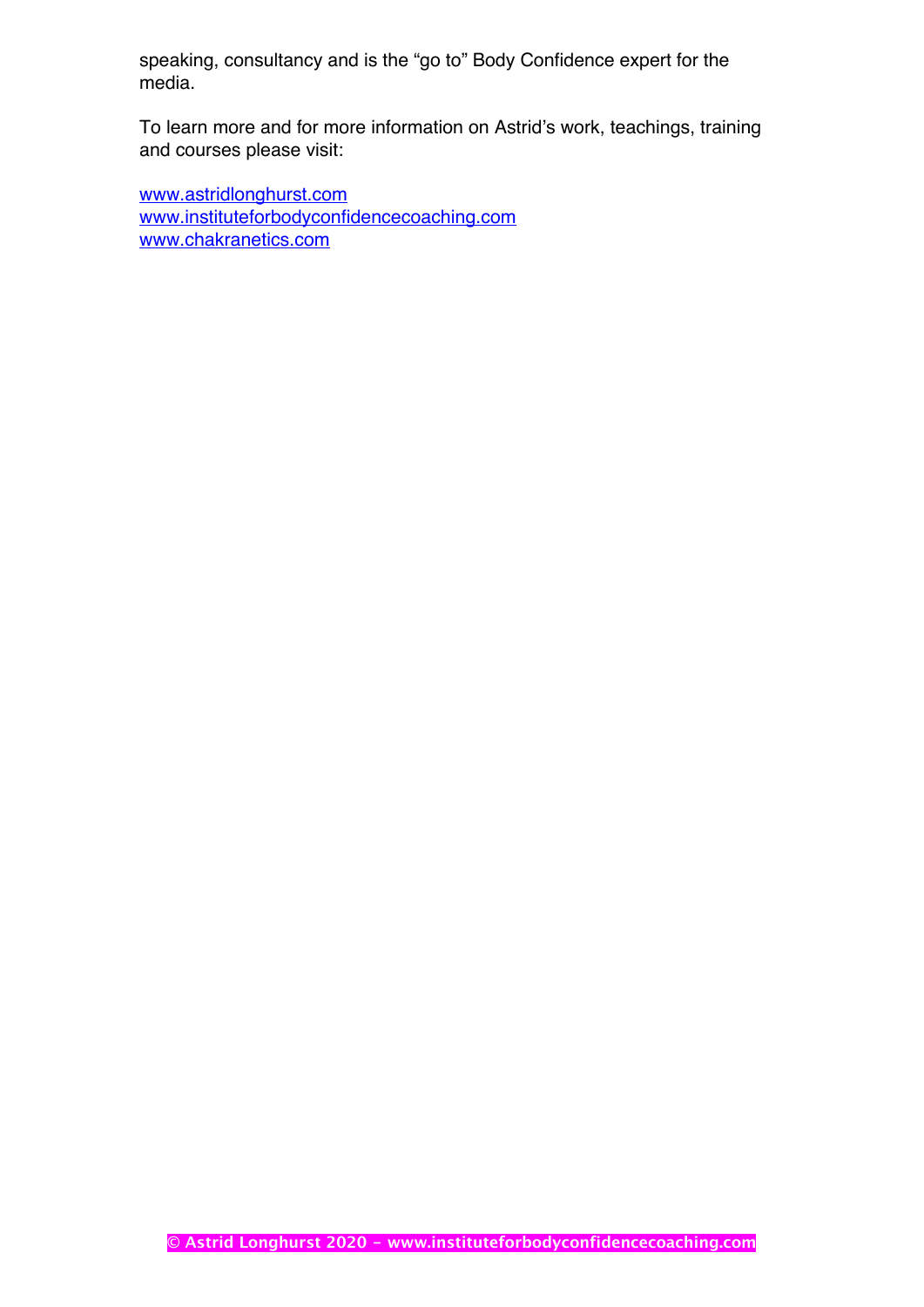speaking, consultancy and is the “go to” Body Confidence expert for the media.

To learn more and for more information on Astrid’s work, teachings, training and courses please visit:

www.astridlonghurst.com
www.instituteforbodyconfidencecoaching.com
www.chakranetics.com